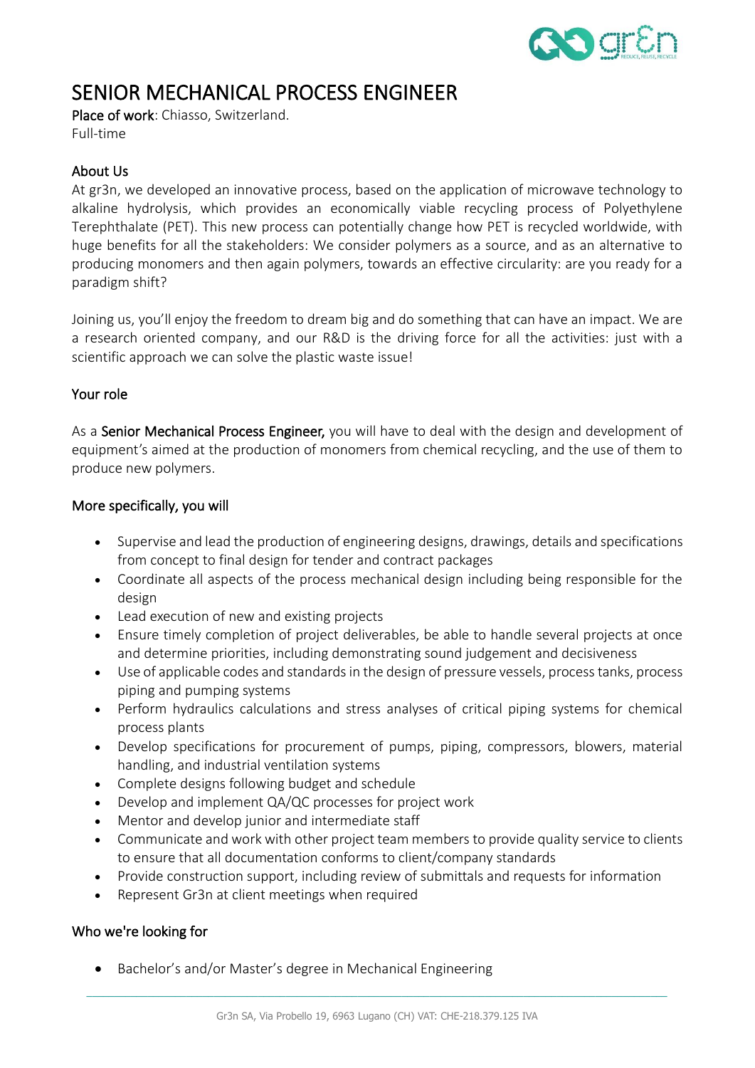# SENIOR MECHANICAL PROCESS ENGINEER

**Place of work**: Chiasso, Switzerland.
Full-time

## About Us

At gr3n, we developed an innovative process, based on the application of microwave technology to alkaline hydrolysis, which provides an economically viable recycling process of Polyethylene Terephthalate (PET). This new process can potentially change how PET is recycled worldwide, with huge benefits for all the stakeholders: We consider polymers as a source, and as an alternative to producing monomers and then again polymers, towards an effective circularity: are you ready for a paradigm shift?

Joining us, you'll enjoy the freedom to dream big and do something that can have an impact. We are a research oriented company, and our R&D is the driving force for all the activities: just with a scientific approach we can solve the plastic waste issue!

## Your role

As a **Senior Mechanical Process Engineer,** you will have to deal with the design and development of equipment's aimed at the production of monomers from chemical recycling, and the use of them to produce new polymers.

## More specifically, you will

- Supervise and lead the production of engineering designs, drawings, details and specifications from concept to final design for tender and contract packages
- Coordinate all aspects of the process mechanical design including being responsible for the design
- Lead execution of new and existing projects
- Ensure timely completion of project deliverables, be able to handle several projects at once and determine priorities, including demonstrating sound judgement and decisiveness
- Use of applicable codes and standards in the design of pressure vessels, process tanks, process piping and pumping systems
- Perform hydraulics calculations and stress analyses of critical piping systems for chemical process plants
- Develop specifications for procurement of pumps, piping, compressors, blowers, material handling, and industrial ventilation systems
- Complete designs following budget and schedule
- Develop and implement QA/QC processes for project work
- Mentor and develop junior and intermediate staff
- Communicate and work with other project team members to provide quality service to clients to ensure that all documentation conforms to client/company standards
- Provide construction support, including review of submittals and requests for information
- Represent Gr3n at client meetings when required

## Who we're looking for

- Bachelor's and/or Master's degree in Mechanical Engineering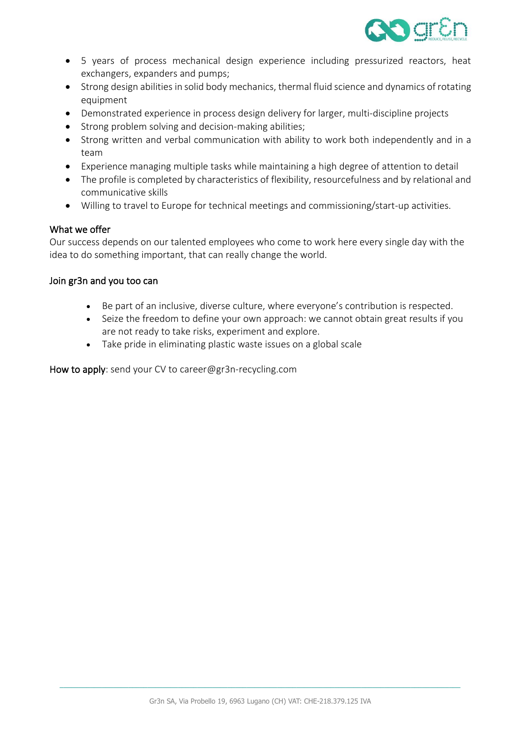- 5 years of process mechanical design experience including pressurized reactors, heat exchangers, expanders and pumps;
- Strong design abilities in solid body mechanics, thermal fluid science and dynamics of rotating equipment
- Demonstrated experience in process design delivery for larger, multi-discipline projects
- Strong problem solving and decision-making abilities;
- Strong written and verbal communication with ability to work both independently and in a team
- Experience managing multiple tasks while maintaining a high degree of attention to detail
- The profile is completed by characteristics of flexibility, resourcefulness and by relational and communicative skills
- Willing to travel to Europe for technical meetings and commissioning/start-up activities.

## What we offer

Our success depends on our talented employees who come to work here every single day with the idea to do something important, that can really change the world.

## Join gr3n and you too can

- Be part of an inclusive, diverse culture, where everyone's contribution is respected.
- Seize the freedom to define your own approach: we cannot obtain great results if you are not ready to take risks, experiment and explore.
- Take pride in eliminating plastic waste issues on a global scale

How to apply: send your CV to career@gr3n-recycling.com